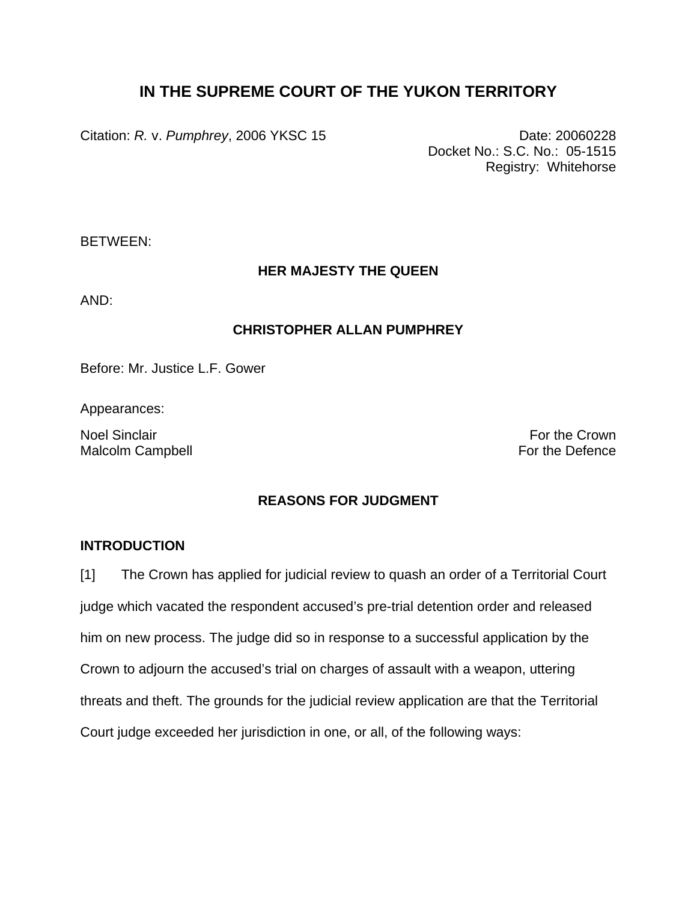# IN THE SUPREME COURT OF THE YUKON TERRITORY

Citation: *R.* v. *Pumphrey*, 2006 YKSC 15

Date: 20060228
Docket No.: S.C. No.: 05-1515
Registry: Whitehorse

BETWEEN:

**HER MAJESTY THE QUEEN**

AND:

**CHRISTOPHER ALLAN PUMPHREY**

Before: Mr. Justice L.F. Gower

Appearances:

Noel Sinclair — For the Crown
Malcolm Campbell — For the Defence

**REASONS FOR JUDGMENT**

**INTRODUCTION**

[1] The Crown has applied for judicial review to quash an order of a Territorial Court judge which vacated the respondent accused's pre-trial detention order and released him on new process. The judge did so in response to a successful application by the Crown to adjourn the accused's trial on charges of assault with a weapon, uttering threats and theft. The grounds for the judicial review application are that the Territorial Court judge exceeded her jurisdiction in one, or all, of the following ways: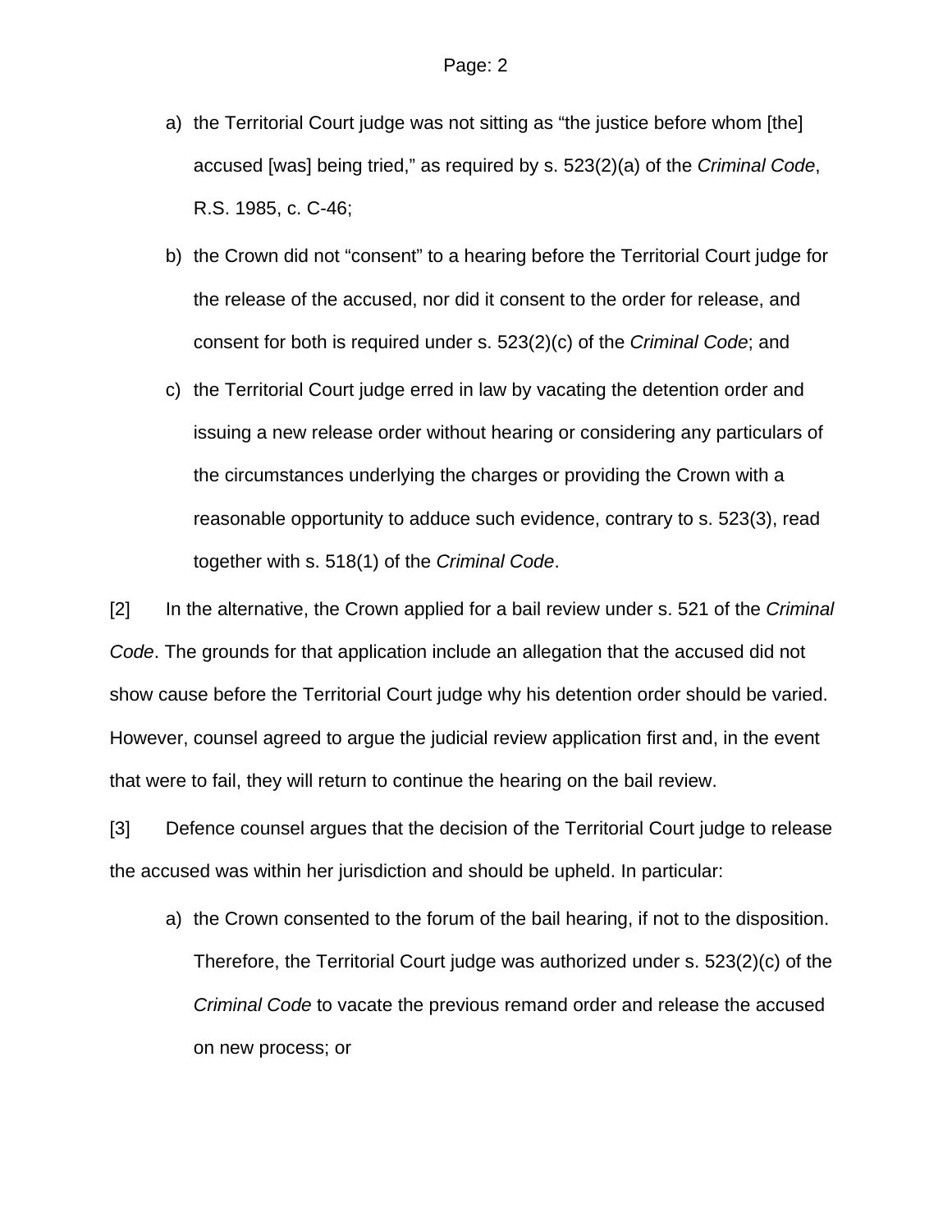a) the Territorial Court judge was not sitting as "the justice before whom [the] accused [was] being tried," as required by s. 523(2)(a) of the *Criminal Code*, R.S. 1985, c. C-46;

b) the Crown did not "consent" to a hearing before the Territorial Court judge for the release of the accused, nor did it consent to the order for release, and consent for both is required under s. 523(2)(c) of the *Criminal Code*; and

c) the Territorial Court judge erred in law by vacating the detention order and issuing a new release order without hearing or considering any particulars of the circumstances underlying the charges or providing the Crown with a reasonable opportunity to adduce such evidence, contrary to s. 523(3), read together with s. 518(1) of the *Criminal Code*.

[2] In the alternative, the Crown applied for a bail review under s. 521 of the *Criminal Code*. The grounds for that application include an allegation that the accused did not show cause before the Territorial Court judge why his detention order should be varied. However, counsel agreed to argue the judicial review application first and, in the event that were to fail, they will return to continue the hearing on the bail review.

[3] Defence counsel argues that the decision of the Territorial Court judge to release the accused was within her jurisdiction and should be upheld. In particular:

a) the Crown consented to the forum of the bail hearing, if not to the disposition. Therefore, the Territorial Court judge was authorized under s. 523(2)(c) of the *Criminal Code* to vacate the previous remand order and release the accused on new process; or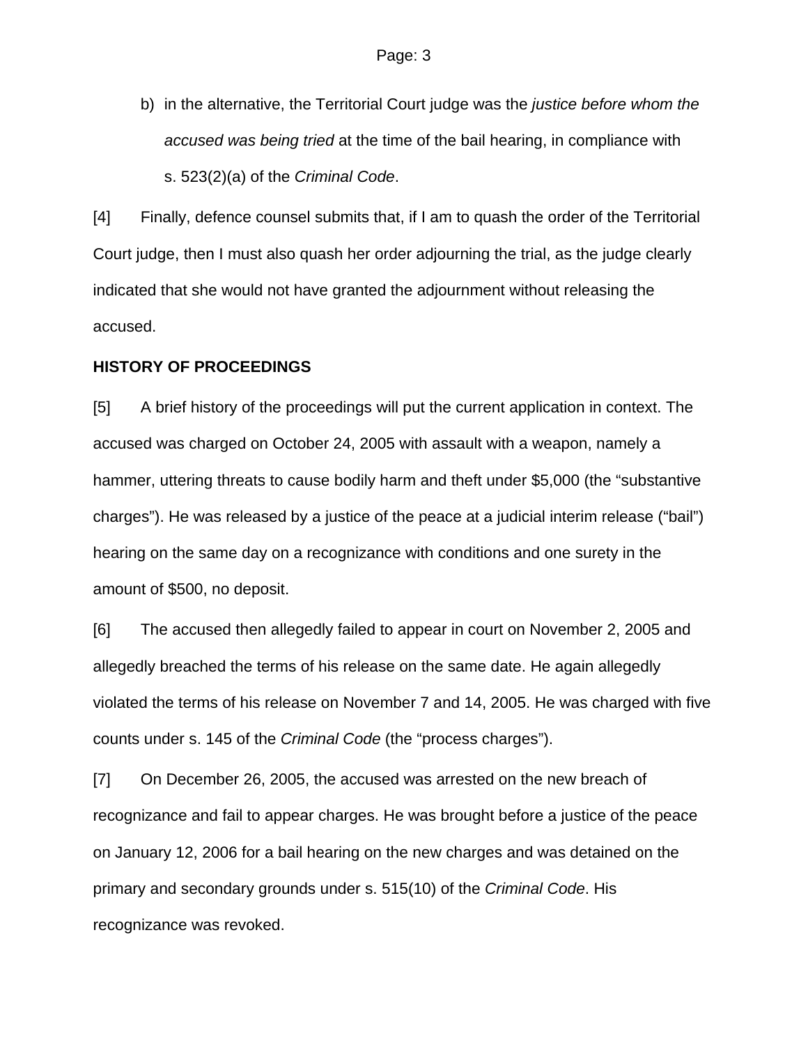b) in the alternative, the Territorial Court judge was the *justice before whom the accused was being tried* at the time of the bail hearing, in compliance with s. 523(2)(a) of the *Criminal Code*.

[4] Finally, defence counsel submits that, if I am to quash the order of the Territorial Court judge, then I must also quash her order adjourning the trial, as the judge clearly indicated that she would not have granted the adjournment without releasing the accused.

**HISTORY OF PROCEEDINGS**

[5] A brief history of the proceedings will put the current application in context. The accused was charged on October 24, 2005 with assault with a weapon, namely a hammer, uttering threats to cause bodily harm and theft under $5,000 (the "substantive charges"). He was released by a justice of the peace at a judicial interim release ("bail") hearing on the same day on a recognizance with conditions and one surety in the amount of $500, no deposit.

[6] The accused then allegedly failed to appear in court on November 2, 2005 and allegedly breached the terms of his release on the same date. He again allegedly violated the terms of his release on November 7 and 14, 2005. He was charged with five counts under s. 145 of the *Criminal Code* (the "process charges").

[7] On December 26, 2005, the accused was arrested on the new breach of recognizance and fail to appear charges. He was brought before a justice of the peace on January 12, 2006 for a bail hearing on the new charges and was detained on the primary and secondary grounds under s. 515(10) of the *Criminal Code*. His recognizance was revoked.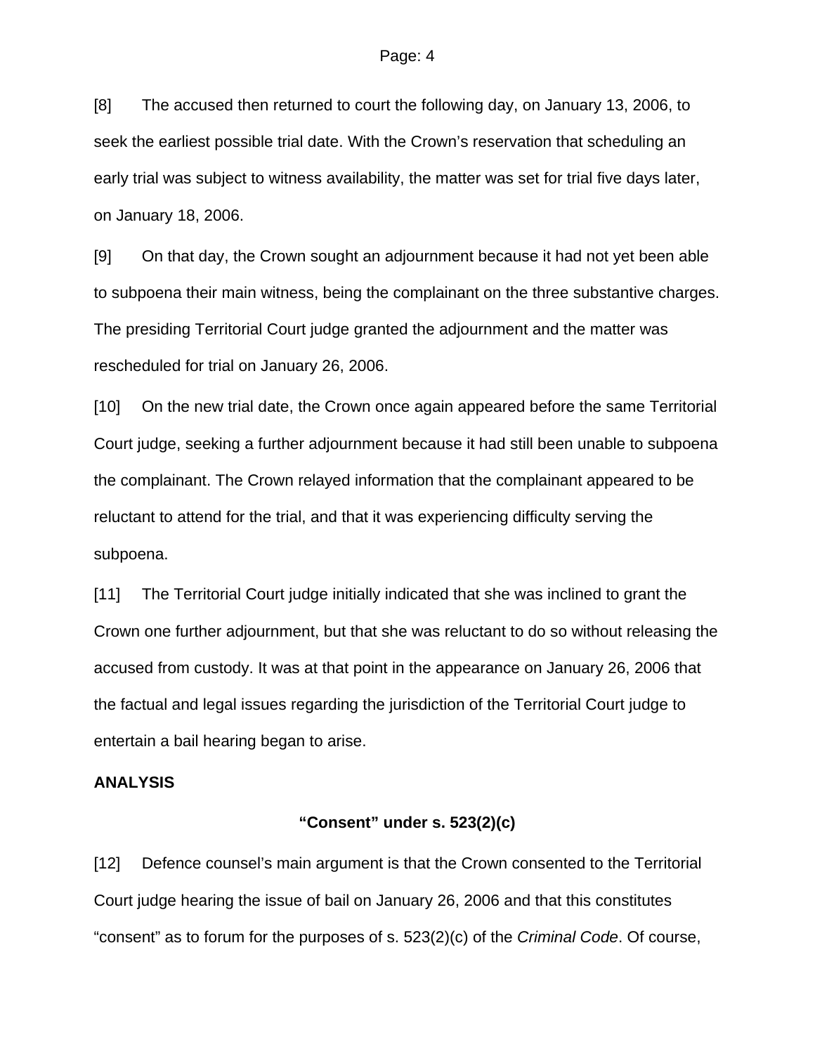[8] The accused then returned to court the following day, on January 13, 2006, to seek the earliest possible trial date. With the Crown's reservation that scheduling an early trial was subject to witness availability, the matter was set for trial five days later, on January 18, 2006.

[9] On that day, the Crown sought an adjournment because it had not yet been able to subpoena their main witness, being the complainant on the three substantive charges. The presiding Territorial Court judge granted the adjournment and the matter was rescheduled for trial on January 26, 2006.

[10] On the new trial date, the Crown once again appeared before the same Territorial Court judge, seeking a further adjournment because it had still been unable to subpoena the complainant. The Crown relayed information that the complainant appeared to be reluctant to attend for the trial, and that it was experiencing difficulty serving the subpoena.

[11] The Territorial Court judge initially indicated that she was inclined to grant the Crown one further adjournment, but that she was reluctant to do so without releasing the accused from custody. It was at that point in the appearance on January 26, 2006 that the factual and legal issues regarding the jurisdiction of the Territorial Court judge to entertain a bail hearing began to arise.

## ANALYSIS

### "Consent" under s. 523(2)(c)

[12] Defence counsel's main argument is that the Crown consented to the Territorial Court judge hearing the issue of bail on January 26, 2006 and that this constitutes "consent" as to forum for the purposes of s. 523(2)(c) of the *Criminal Code*. Of course,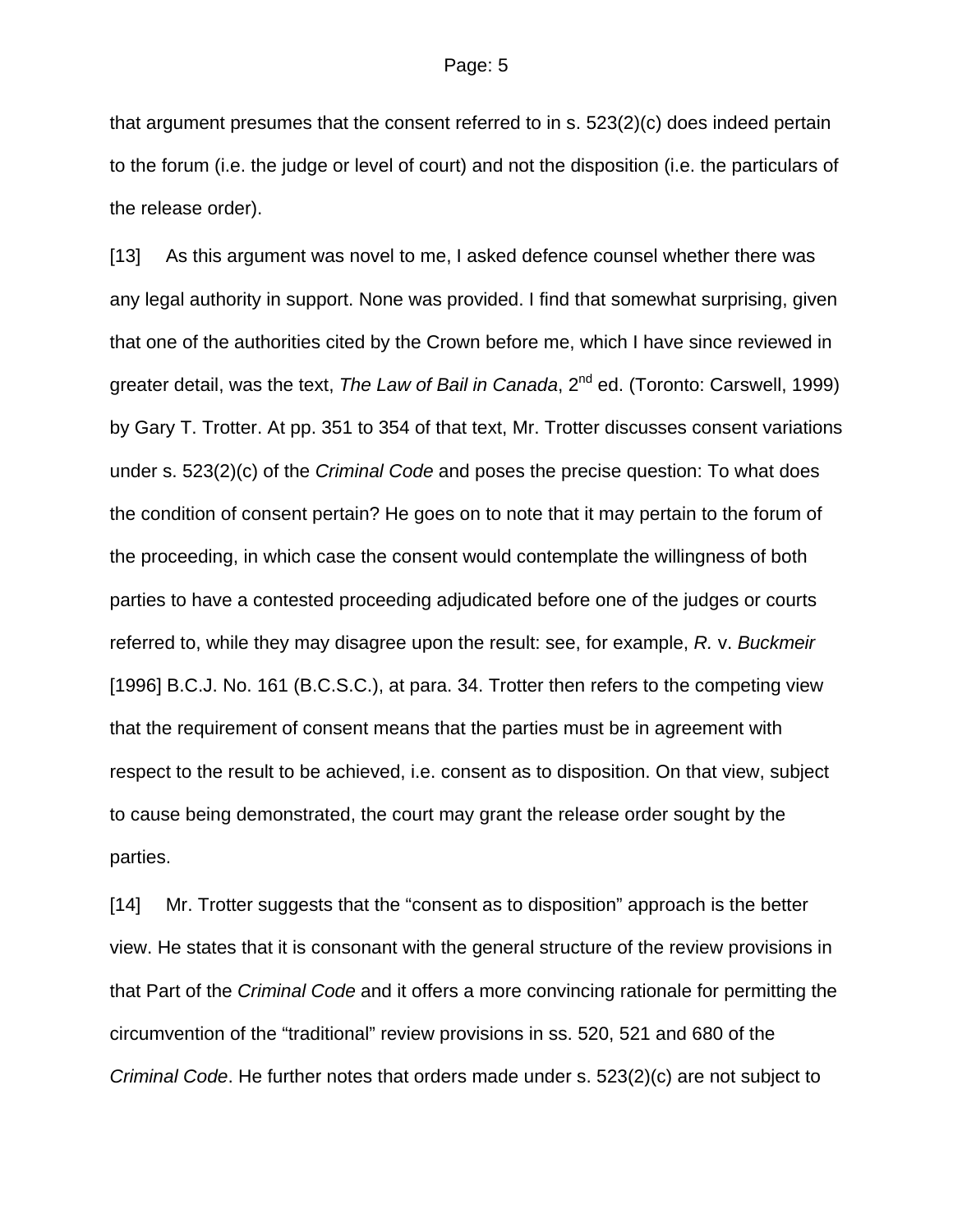that argument presumes that the consent referred to in s. 523(2)(c) does indeed pertain to the forum (i.e. the judge or level of court) and not the disposition (i.e. the particulars of the release order).

[13] As this argument was novel to me, I asked defence counsel whether there was any legal authority in support. None was provided. I find that somewhat surprising, given that one of the authorities cited by the Crown before me, which I have since reviewed in greater detail, was the text, *The Law of Bail in Canada*, 2nd ed. (Toronto: Carswell, 1999) by Gary T. Trotter. At pp. 351 to 354 of that text, Mr. Trotter discusses consent variations under s. 523(2)(c) of the *Criminal Code* and poses the precise question: To what does the condition of consent pertain? He goes on to note that it may pertain to the forum of the proceeding, in which case the consent would contemplate the willingness of both parties to have a contested proceeding adjudicated before one of the judges or courts referred to, while they may disagree upon the result: see, for example, *R.* v. *Buckmeir* [1996] B.C.J. No. 161 (B.C.S.C.), at para. 34. Trotter then refers to the competing view that the requirement of consent means that the parties must be in agreement with respect to the result to be achieved, i.e. consent as to disposition. On that view, subject to cause being demonstrated, the court may grant the release order sought by the parties.

[14] Mr. Trotter suggests that the "consent as to disposition" approach is the better view. He states that it is consonant with the general structure of the review provisions in that Part of the *Criminal Code* and it offers a more convincing rationale for permitting the circumvention of the "traditional" review provisions in ss. 520, 521 and 680 of the *Criminal Code*. He further notes that orders made under s. 523(2)(c) are not subject to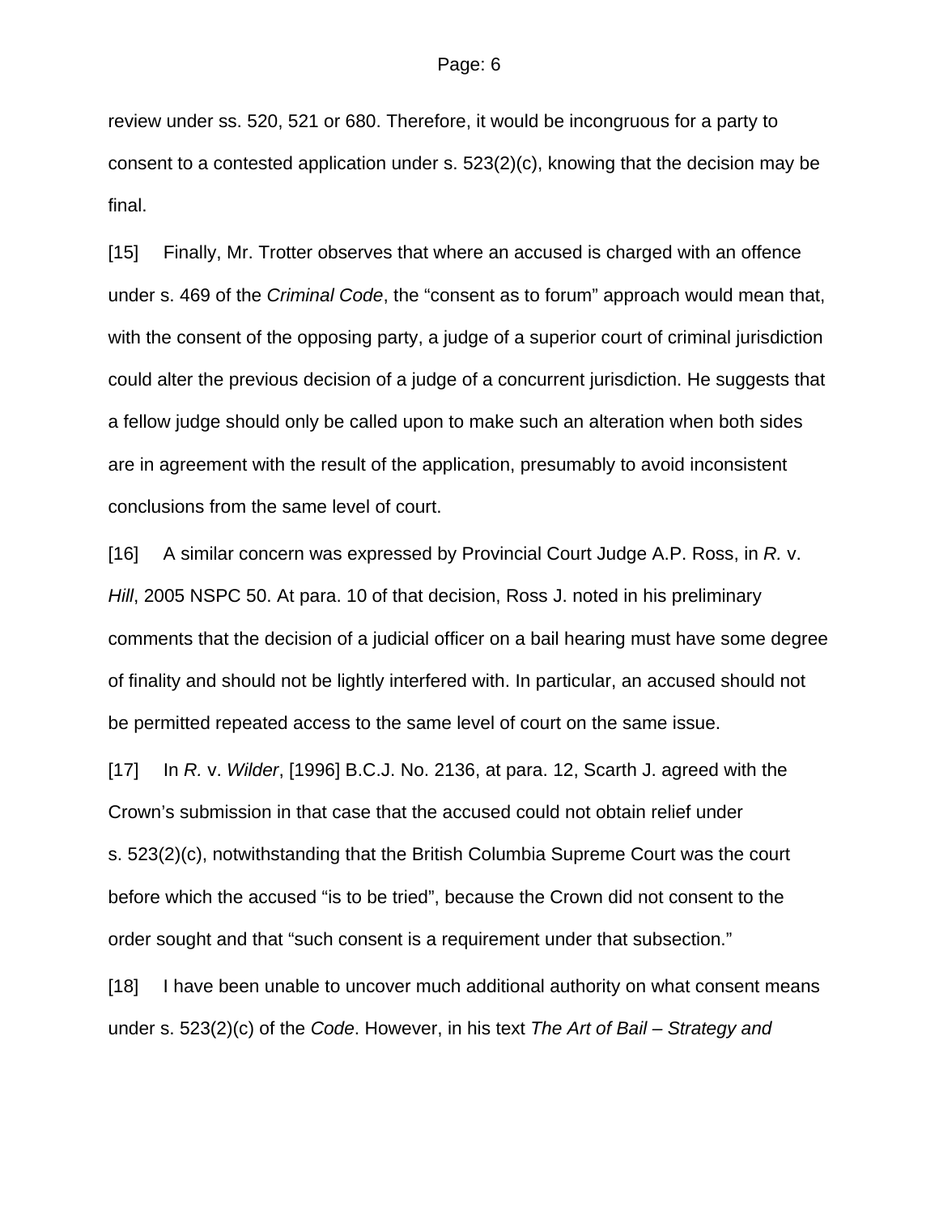review under ss. 520, 521 or 680. Therefore, it would be incongruous for a party to consent to a contested application under s. 523(2)(c), knowing that the decision may be final.

[15] Finally, Mr. Trotter observes that where an accused is charged with an offence under s. 469 of the *Criminal Code*, the "consent as to forum" approach would mean that, with the consent of the opposing party, a judge of a superior court of criminal jurisdiction could alter the previous decision of a judge of a concurrent jurisdiction. He suggests that a fellow judge should only be called upon to make such an alteration when both sides are in agreement with the result of the application, presumably to avoid inconsistent conclusions from the same level of court.

[16] A similar concern was expressed by Provincial Court Judge A.P. Ross, in *R.* v. *Hill*, 2005 NSPC 50. At para. 10 of that decision, Ross J. noted in his preliminary comments that the decision of a judicial officer on a bail hearing must have some degree of finality and should not be lightly interfered with. In particular, an accused should not be permitted repeated access to the same level of court on the same issue.

[17] In *R.* v. *Wilder*, [1996] B.C.J. No. 2136, at para. 12, Scarth J. agreed with the Crown's submission in that case that the accused could not obtain relief under s. 523(2)(c), notwithstanding that the British Columbia Supreme Court was the court before which the accused "is to be tried", because the Crown did not consent to the order sought and that "such consent is a requirement under that subsection."

[18] I have been unable to uncover much additional authority on what consent means under s. 523(2)(c) of the *Code*. However, in his text *The Art of Bail – Strategy and*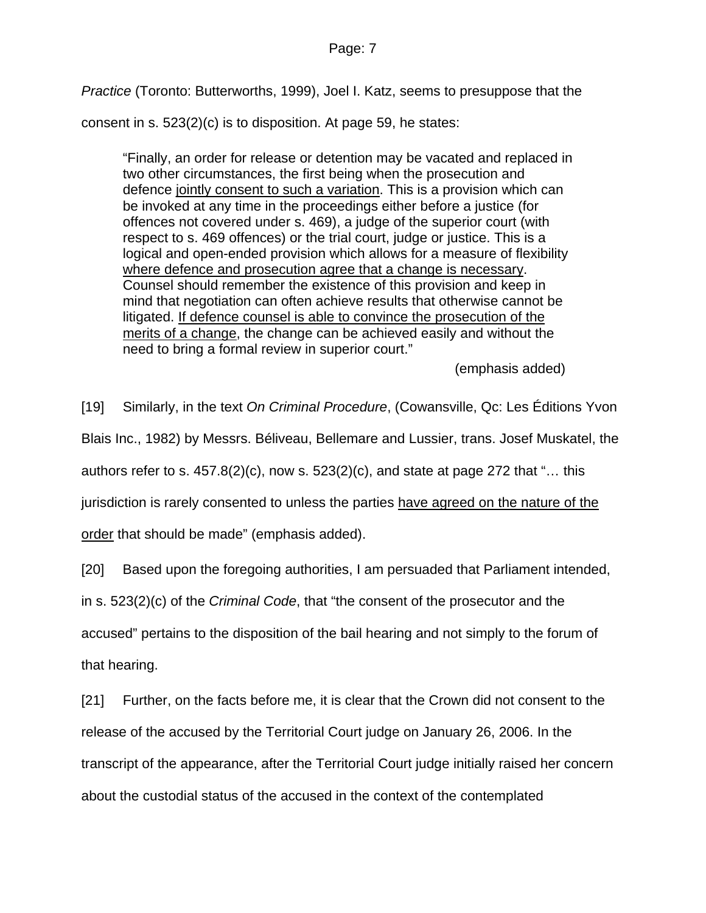*Practice* (Toronto: Butterworths, 1999), Joel I. Katz, seems to presuppose that the consent in s. 523(2)(c) is to disposition. At page 59, he states:

> "Finally, an order for release or detention may be vacated and replaced in two other circumstances, the first being when the prosecution and defence <u>jointly consent to such a variation</u>. This is a provision which can be invoked at any time in the proceedings either before a justice (for offences not covered under s. 469), a judge of the superior court (with respect to s. 469 offences) or the trial court, judge or justice. This is a logical and open-ended provision which allows for a measure of flexibility <u>where defence and prosecution agree that a change is necessary</u>. Counsel should remember the existence of this provision and keep in mind that negotiation can often achieve results that otherwise cannot be litigated. <u>If defence counsel is able to convince the prosecution of the merits of a change</u>, the change can be achieved easily and without the need to bring a formal review in superior court."
>
> (emphasis added)

[19] Similarly, in the text *On Criminal Procedure*, (Cowansville, Qc: Les Éditions Yvon Blais Inc., 1982) by Messrs. Béliveau, Bellemare and Lussier, trans. Josef Muskatel, the authors refer to s. 457.8(2)(c), now s. 523(2)(c), and state at page 272 that "… this jurisdiction is rarely consented to unless the parties <u>have agreed on the nature of the order</u> that should be made" (emphasis added).

[20] Based upon the foregoing authorities, I am persuaded that Parliament intended, in s. 523(2)(c) of the *Criminal Code*, that "the consent of the prosecutor and the accused" pertains to the disposition of the bail hearing and not simply to the forum of that hearing.

[21] Further, on the facts before me, it is clear that the Crown did not consent to the release of the accused by the Territorial Court judge on January 26, 2006. In the transcript of the appearance, after the Territorial Court judge initially raised her concern about the custodial status of the accused in the context of the contemplated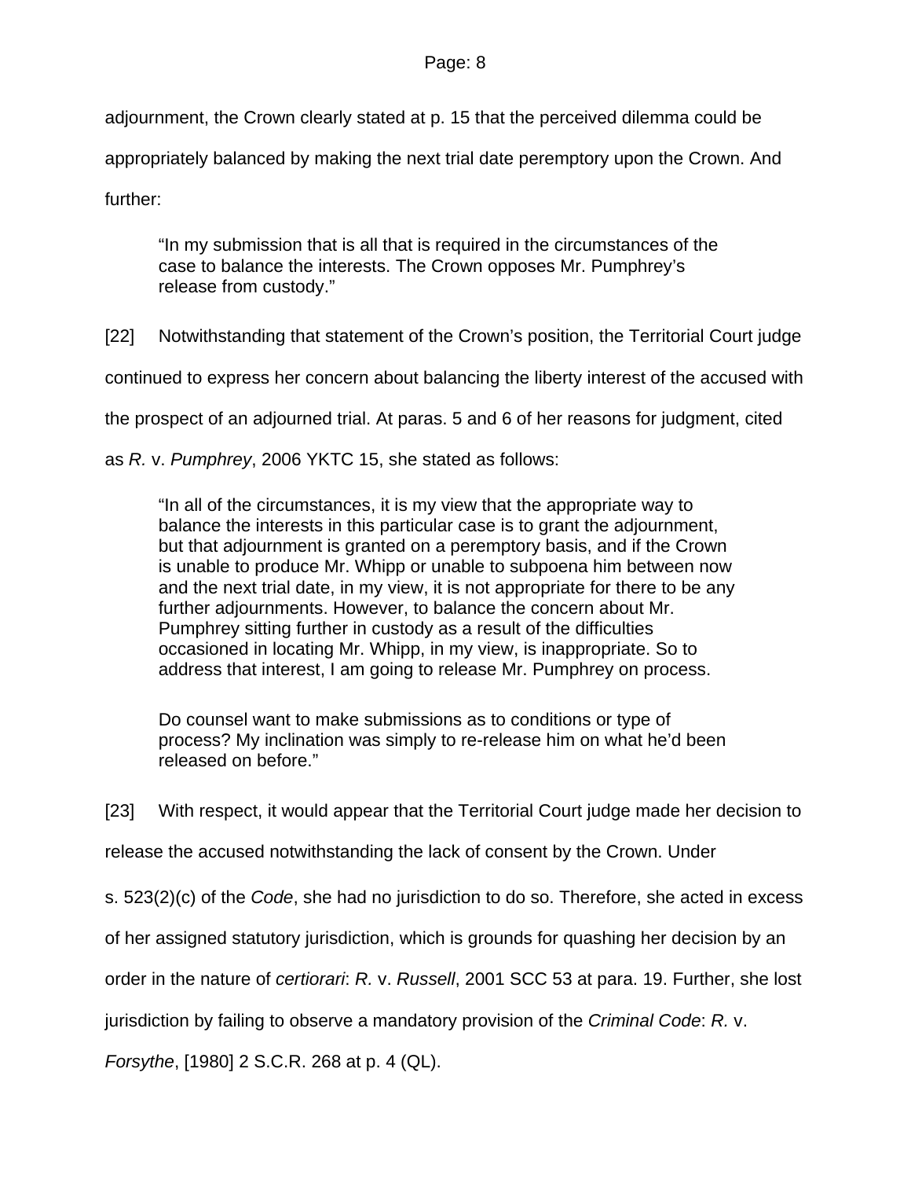adjournment, the Crown clearly stated at p. 15 that the perceived dilemma could be appropriately balanced by making the next trial date peremptory upon the Crown. And further:

> "In my submission that is all that is required in the circumstances of the case to balance the interests. The Crown opposes Mr. Pumphrey's release from custody."

[22] Notwithstanding that statement of the Crown's position, the Territorial Court judge continued to express her concern about balancing the liberty interest of the accused with the prospect of an adjourned trial. At paras. 5 and 6 of her reasons for judgment, cited as *R.* v. *Pumphrey*, 2006 YKTC 15, she stated as follows:

> "In all of the circumstances, it is my view that the appropriate way to balance the interests in this particular case is to grant the adjournment, but that adjournment is granted on a peremptory basis, and if the Crown is unable to produce Mr. Whipp or unable to subpoena him between now and the next trial date, in my view, it is not appropriate for there to be any further adjournments. However, to balance the concern about Mr. Pumphrey sitting further in custody as a result of the difficulties occasioned in locating Mr. Whipp, in my view, is inappropriate. So to address that interest, I am going to release Mr. Pumphrey on process.
>
> Do counsel want to make submissions as to conditions or type of process? My inclination was simply to re-release him on what he'd been released on before."

[23] With respect, it would appear that the Territorial Court judge made her decision to release the accused notwithstanding the lack of consent by the Crown. Under s. 523(2)(c) of the *Code*, she had no jurisdiction to do so. Therefore, she acted in excess of her assigned statutory jurisdiction, which is grounds for quashing her decision by an order in the nature of *certiorari*: *R.* v. *Russell*, 2001 SCC 53 at para. 19. Further, she lost jurisdiction by failing to observe a mandatory provision of the *Criminal Code*: *R.* v. *Forsythe*, [1980] 2 S.C.R. 268 at p. 4 (QL).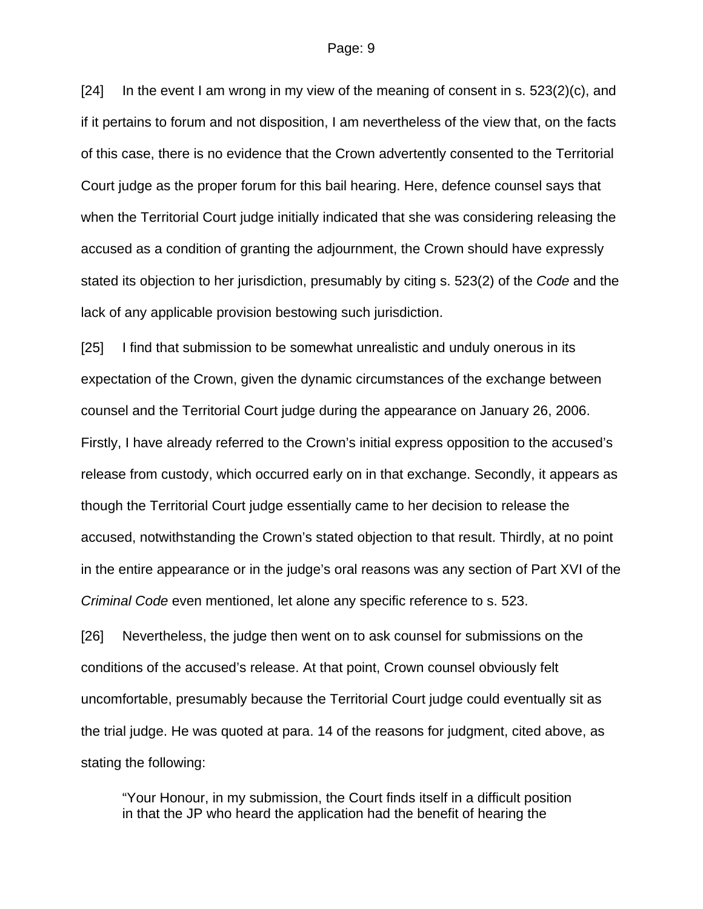[24] In the event I am wrong in my view of the meaning of consent in s. 523(2)(c), and if it pertains to forum and not disposition, I am nevertheless of the view that, on the facts of this case, there is no evidence that the Crown advertently consented to the Territorial Court judge as the proper forum for this bail hearing. Here, defence counsel says that when the Territorial Court judge initially indicated that she was considering releasing the accused as a condition of granting the adjournment, the Crown should have expressly stated its objection to her jurisdiction, presumably by citing s. 523(2) of the *Code* and the lack of any applicable provision bestowing such jurisdiction.

[25] I find that submission to be somewhat unrealistic and unduly onerous in its expectation of the Crown, given the dynamic circumstances of the exchange between counsel and the Territorial Court judge during the appearance on January 26, 2006. Firstly, I have already referred to the Crown's initial express opposition to the accused's release from custody, which occurred early on in that exchange. Secondly, it appears as though the Territorial Court judge essentially came to her decision to release the accused, notwithstanding the Crown's stated objection to that result. Thirdly, at no point in the entire appearance or in the judge's oral reasons was any section of Part XVI of the *Criminal Code* even mentioned, let alone any specific reference to s. 523.

[26] Nevertheless, the judge then went on to ask counsel for submissions on the conditions of the accused's release. At that point, Crown counsel obviously felt uncomfortable, presumably because the Territorial Court judge could eventually sit as the trial judge. He was quoted at para. 14 of the reasons for judgment, cited above, as stating the following:

> "Your Honour, in my submission, the Court finds itself in a difficult position in that the JP who heard the application had the benefit of hearing the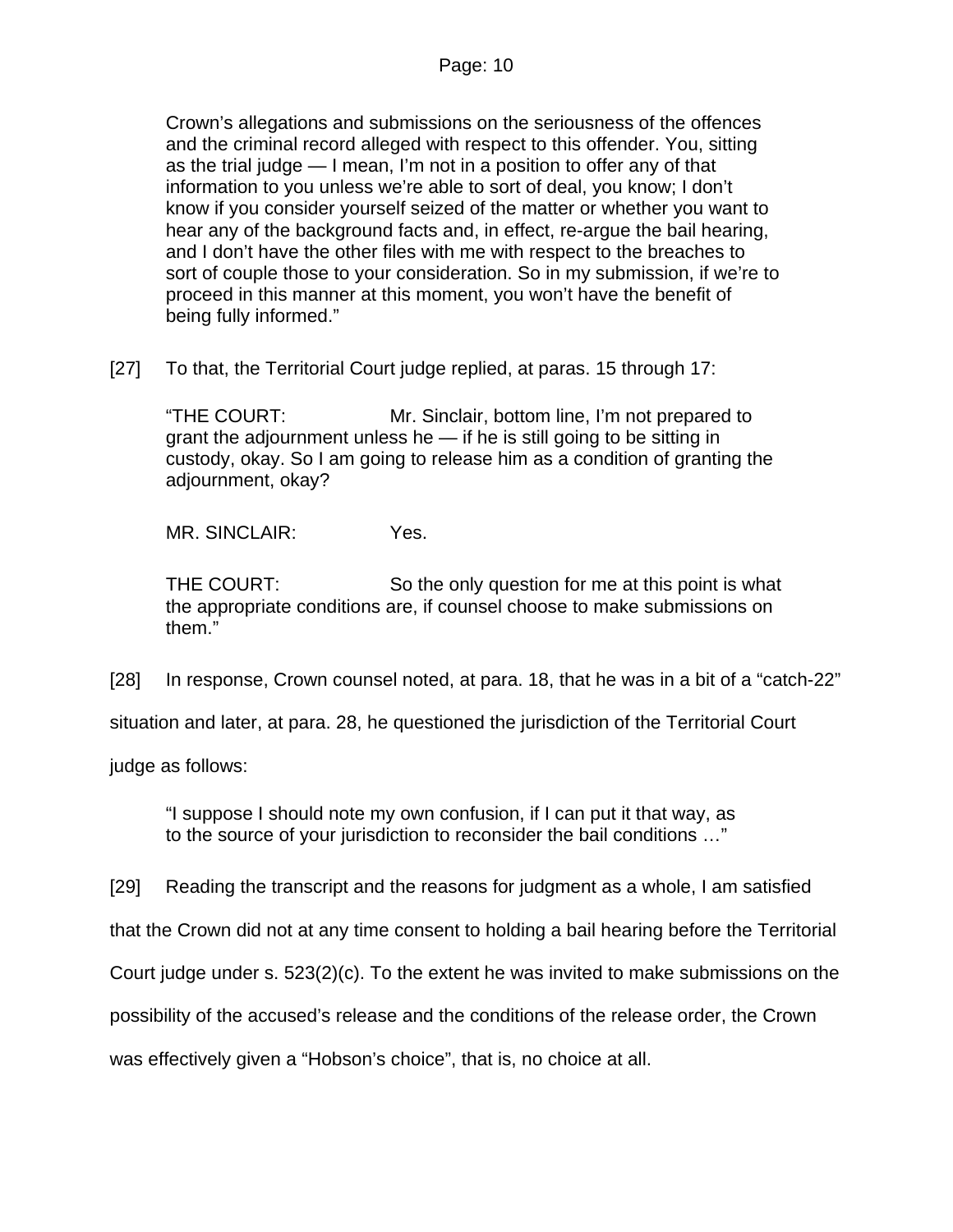> Crown's allegations and submissions on the seriousness of the offences and the criminal record alleged with respect to this offender. You, sitting as the trial judge — I mean, I'm not in a position to offer any of that information to you unless we're able to sort of deal, you know; I don't know if you consider yourself seized of the matter or whether you want to hear any of the background facts and, in effect, re-argue the bail hearing, and I don't have the other files with me with respect to the breaches to sort of couple those to your consideration. So in my submission, if we're to proceed in this manner at this moment, you won't have the benefit of being fully informed."

[27] To that, the Territorial Court judge replied, at paras. 15 through 17:

> "THE COURT: Mr. Sinclair, bottom line, I'm not prepared to grant the adjournment unless he — if he is still going to be sitting in custody, okay. So I am going to release him as a condition of granting the adjournment, okay?
>
> MR. SINCLAIR: Yes.
>
> THE COURT: So the only question for me at this point is what the appropriate conditions are, if counsel choose to make submissions on them."

[28] In response, Crown counsel noted, at para. 18, that he was in a bit of a "catch-22" situation and later, at para. 28, he questioned the jurisdiction of the Territorial Court judge as follows:

> "I suppose I should note my own confusion, if I can put it that way, as to the source of your jurisdiction to reconsider the bail conditions …"

[29] Reading the transcript and the reasons for judgment as a whole, I am satisfied that the Crown did not at any time consent to holding a bail hearing before the Territorial Court judge under s. 523(2)(c). To the extent he was invited to make submissions on the possibility of the accused's release and the conditions of the release order, the Crown was effectively given a "Hobson's choice", that is, no choice at all.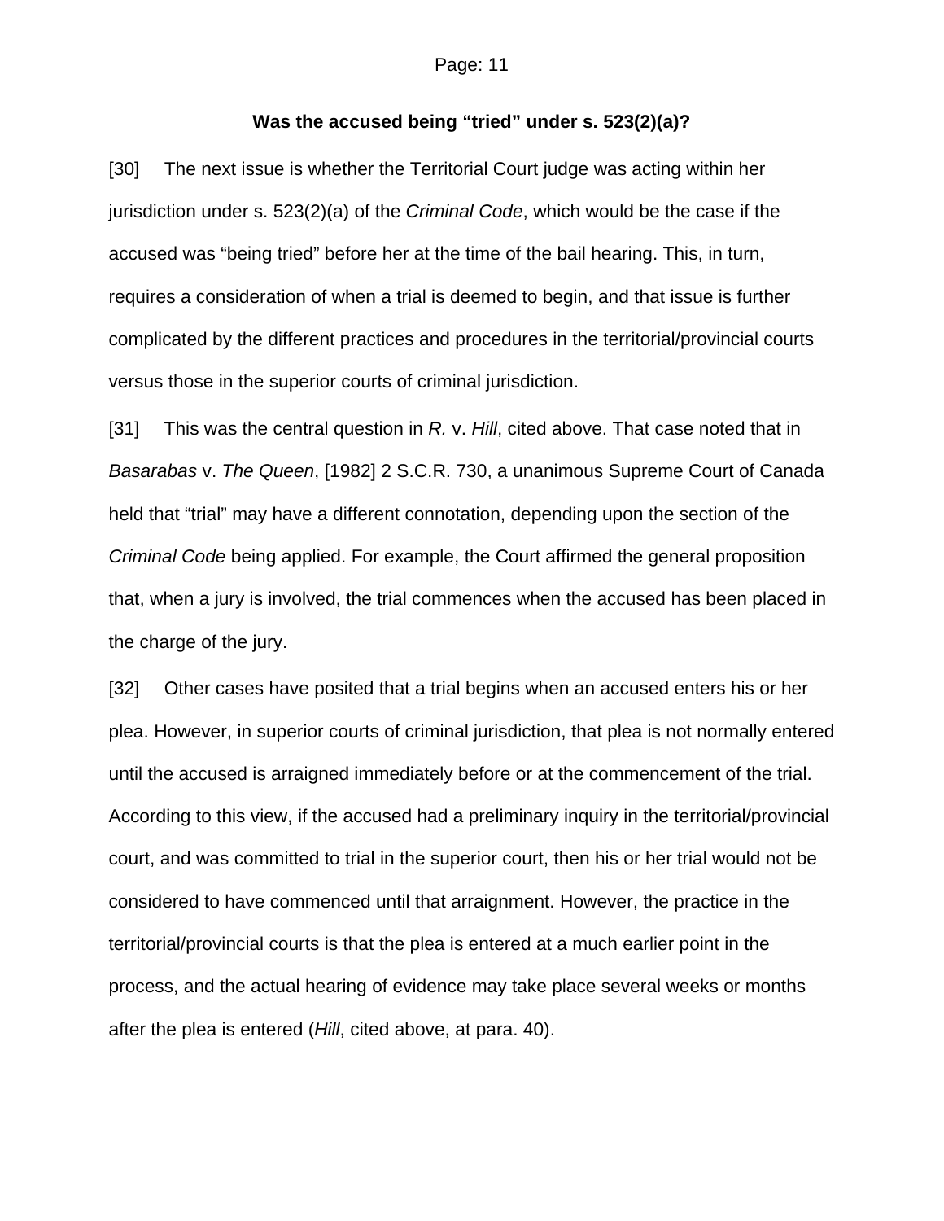**Was the accused being "tried" under s. 523(2)(a)?**

[30] The next issue is whether the Territorial Court judge was acting within her jurisdiction under s. 523(2)(a) of the *Criminal Code*, which would be the case if the accused was "being tried" before her at the time of the bail hearing. This, in turn, requires a consideration of when a trial is deemed to begin, and that issue is further complicated by the different practices and procedures in the territorial/provincial courts versus those in the superior courts of criminal jurisdiction.

[31] This was the central question in *R.* v. *Hill*, cited above. That case noted that in *Basarabas* v. *The Queen*, [1982] 2 S.C.R. 730, a unanimous Supreme Court of Canada held that "trial" may have a different connotation, depending upon the section of the *Criminal Code* being applied. For example, the Court affirmed the general proposition that, when a jury is involved, the trial commences when the accused has been placed in the charge of the jury.

[32] Other cases have posited that a trial begins when an accused enters his or her plea. However, in superior courts of criminal jurisdiction, that plea is not normally entered until the accused is arraigned immediately before or at the commencement of the trial. According to this view, if the accused had a preliminary inquiry in the territorial/provincial court, and was committed to trial in the superior court, then his or her trial would not be considered to have commenced until that arraignment. However, the practice in the territorial/provincial courts is that the plea is entered at a much earlier point in the process, and the actual hearing of evidence may take place several weeks or months after the plea is entered (*Hill*, cited above, at para. 40).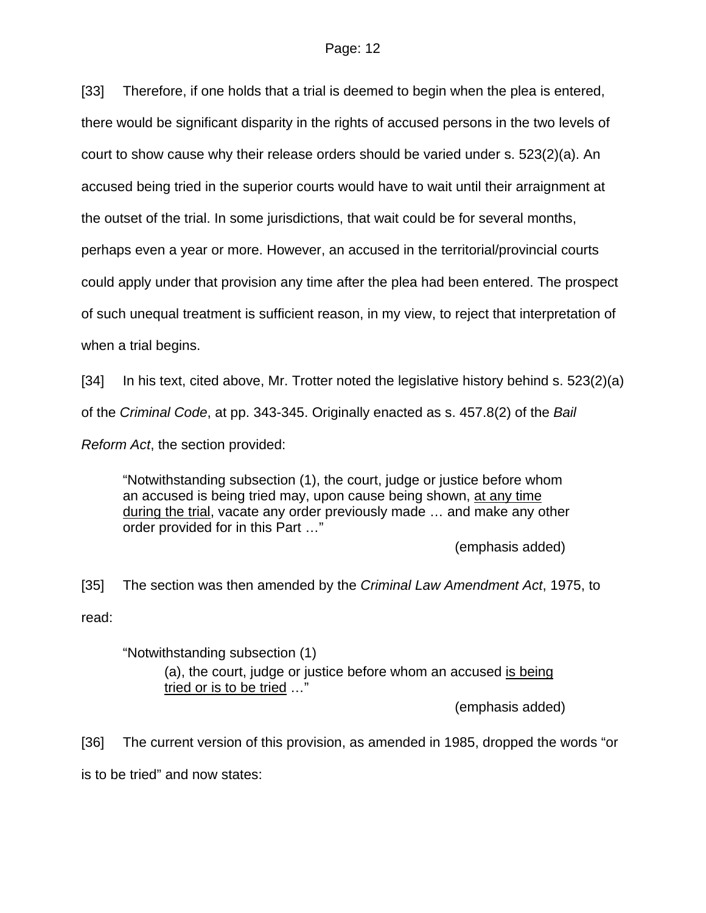[33] Therefore, if one holds that a trial is deemed to begin when the plea is entered, there would be significant disparity in the rights of accused persons in the two levels of court to show cause why their release orders should be varied under s. 523(2)(a). An accused being tried in the superior courts would have to wait until their arraignment at the outset of the trial. In some jurisdictions, that wait could be for several months, perhaps even a year or more. However, an accused in the territorial/provincial courts could apply under that provision any time after the plea had been entered. The prospect of such unequal treatment is sufficient reason, in my view, to reject that interpretation of when a trial begins.

[34] In his text, cited above, Mr. Trotter noted the legislative history behind s. 523(2)(a) of the *Criminal Code*, at pp. 343-345. Originally enacted as s. 457.8(2) of the *Bail Reform Act*, the section provided:

> "Notwithstanding subsection (1), the court, judge or justice before whom an accused is being tried may, upon cause being shown, <u>at any time during the trial</u>, vacate any order previously made … and make any other order provided for in this Part …"
>
> (emphasis added)

[35] The section was then amended by the *Criminal Law Amendment Act*, 1975, to read:

> "Notwithstanding subsection (1)
>
> > (a), the court, judge or justice before whom an accused <u>is being tried or is to be tried</u> …"
>
> (emphasis added)

[36] The current version of this provision, as amended in 1985, dropped the words "or is to be tried" and now states: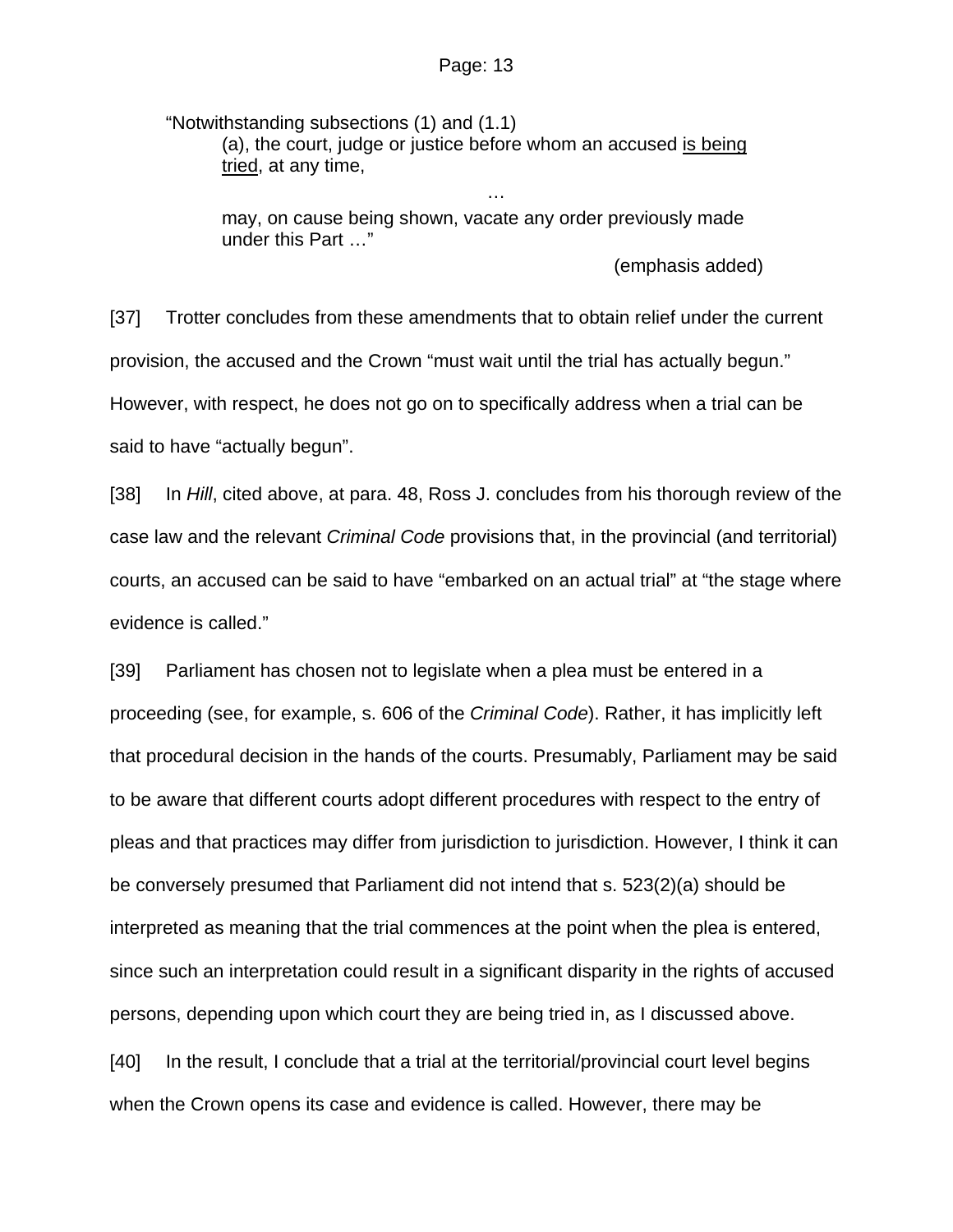> "Notwithstanding subsections (1) and (1.1)
>
> (a), the court, judge or justice before whom an accused is being tried, at any time,
>
> …
>
> may, on cause being shown, vacate any order previously made under this Part …"
>
> (emphasis added)

[37] Trotter concludes from these amendments that to obtain relief under the current provision, the accused and the Crown "must wait until the trial has actually begun." However, with respect, he does not go on to specifically address when a trial can be said to have "actually begun".

[38] In *Hill*, cited above, at para. 48, Ross J. concludes from his thorough review of the case law and the relevant *Criminal Code* provisions that, in the provincial (and territorial) courts, an accused can be said to have "embarked on an actual trial" at "the stage where evidence is called."

[39] Parliament has chosen not to legislate when a plea must be entered in a proceeding (see, for example, s. 606 of the *Criminal Code*). Rather, it has implicitly left that procedural decision in the hands of the courts. Presumably, Parliament may be said to be aware that different courts adopt different procedures with respect to the entry of pleas and that practices may differ from jurisdiction to jurisdiction. However, I think it can be conversely presumed that Parliament did not intend that s. 523(2)(a) should be interpreted as meaning that the trial commences at the point when the plea is entered, since such an interpretation could result in a significant disparity in the rights of accused persons, depending upon which court they are being tried in, as I discussed above.

[40] In the result, I conclude that a trial at the territorial/provincial court level begins when the Crown opens its case and evidence is called. However, there may be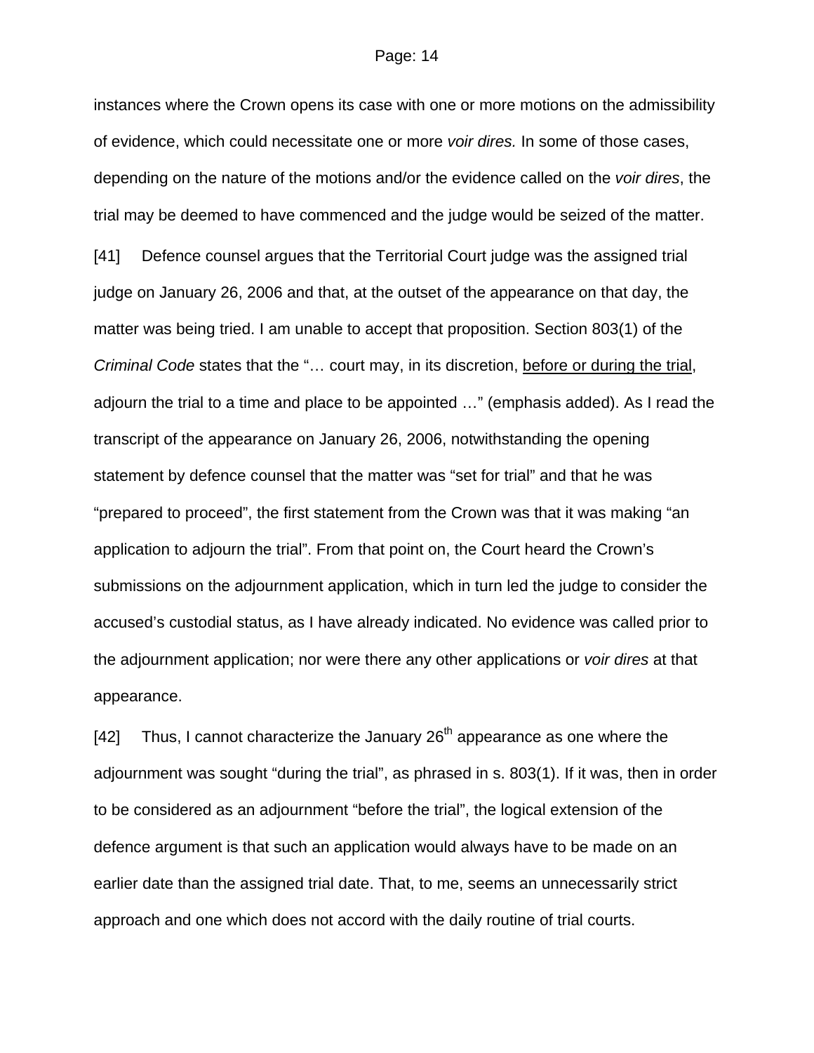instances where the Crown opens its case with one or more motions on the admissibility of evidence, which could necessitate one or more *voir dires.* In some of those cases, depending on the nature of the motions and/or the evidence called on the *voir dires*, the trial may be deemed to have commenced and the judge would be seized of the matter.

[41] Defence counsel argues that the Territorial Court judge was the assigned trial judge on January 26, 2006 and that, at the outset of the appearance on that day, the matter was being tried. I am unable to accept that proposition. Section 803(1) of the *Criminal Code* states that the "… court may, in its discretion, <u>before or during the trial</u>, adjourn the trial to a time and place to be appointed …" (emphasis added). As I read the transcript of the appearance on January 26, 2006, notwithstanding the opening statement by defence counsel that the matter was "set for trial" and that he was "prepared to proceed", the first statement from the Crown was that it was making "an application to adjourn the trial". From that point on, the Court heard the Crown's submissions on the adjournment application, which in turn led the judge to consider the accused's custodial status, as I have already indicated. No evidence was called prior to the adjournment application; nor were there any other applications or *voir dires* at that appearance.

[42] Thus, I cannot characterize the January 26th appearance as one where the adjournment was sought "during the trial", as phrased in s. 803(1). If it was, then in order to be considered as an adjournment "before the trial", the logical extension of the defence argument is that such an application would always have to be made on an earlier date than the assigned trial date. That, to me, seems an unnecessarily strict approach and one which does not accord with the daily routine of trial courts.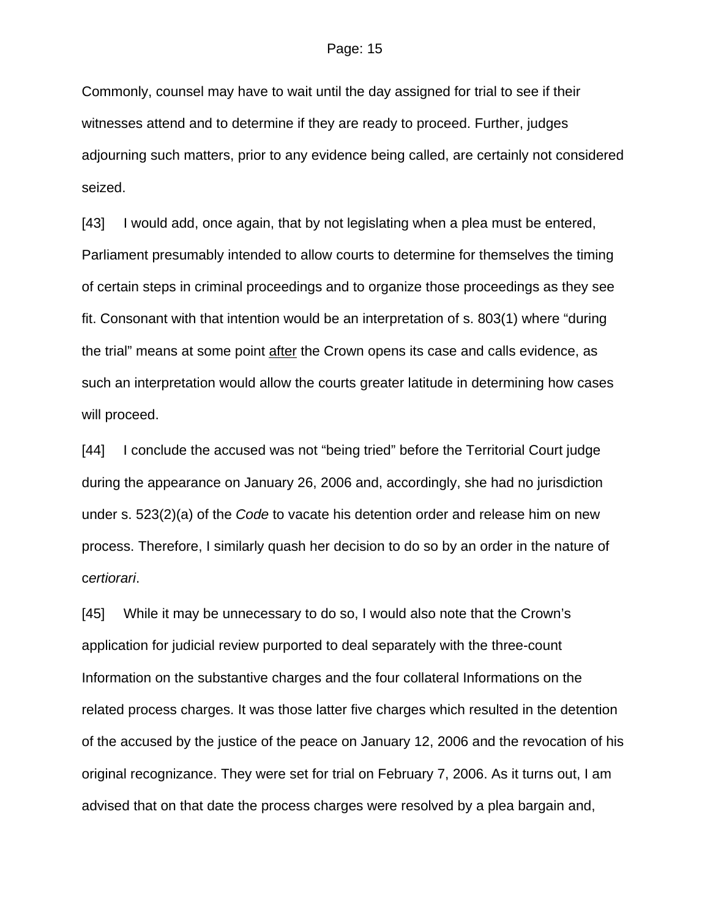Commonly, counsel may have to wait until the day assigned for trial to see if their witnesses attend and to determine if they are ready to proceed. Further, judges adjourning such matters, prior to any evidence being called, are certainly not considered seized.

[43] I would add, once again, that by not legislating when a plea must be entered, Parliament presumably intended to allow courts to determine for themselves the timing of certain steps in criminal proceedings and to organize those proceedings as they see fit. Consonant with that intention would be an interpretation of s. 803(1) where "during the trial" means at some point <u>after</u> the Crown opens its case and calls evidence, as such an interpretation would allow the courts greater latitude in determining how cases will proceed.

[44] I conclude the accused was not "being tried" before the Territorial Court judge during the appearance on January 26, 2006 and, accordingly, she had no jurisdiction under s. 523(2)(a) of the *Code* to vacate his detention order and release him on new process. Therefore, I similarly quash her decision to do so by an order in the nature of c*ertiorari*.

[45] While it may be unnecessary to do so, I would also note that the Crown's application for judicial review purported to deal separately with the three-count Information on the substantive charges and the four collateral Informations on the related process charges. It was those latter five charges which resulted in the detention of the accused by the justice of the peace on January 12, 2006 and the revocation of his original recognizance. They were set for trial on February 7, 2006. As it turns out, I am advised that on that date the process charges were resolved by a plea bargain and,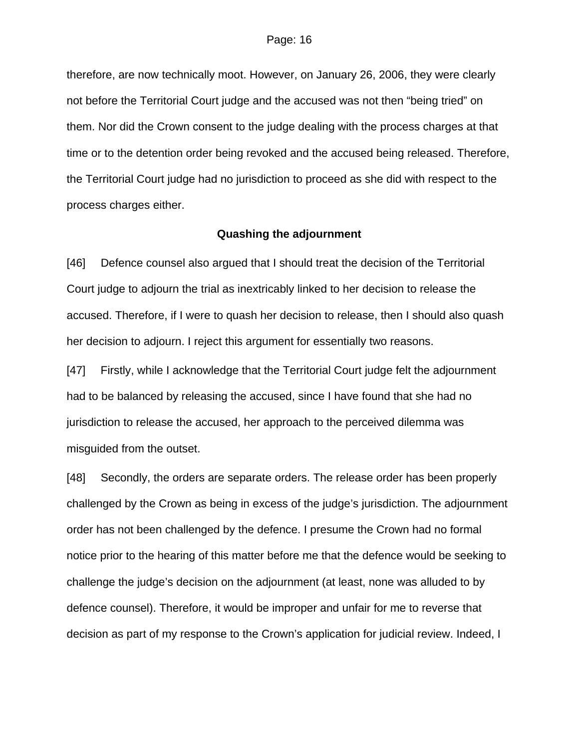therefore, are now technically moot. However, on January 26, 2006, they were clearly not before the Territorial Court judge and the accused was not then "being tried" on them. Nor did the Crown consent to the judge dealing with the process charges at that time or to the detention order being revoked and the accused being released. Therefore, the Territorial Court judge had no jurisdiction to proceed as she did with respect to the process charges either.

### Quashing the adjournment

[46] Defence counsel also argued that I should treat the decision of the Territorial Court judge to adjourn the trial as inextricably linked to her decision to release the accused. Therefore, if I were to quash her decision to release, then I should also quash her decision to adjourn. I reject this argument for essentially two reasons.

[47] Firstly, while I acknowledge that the Territorial Court judge felt the adjournment had to be balanced by releasing the accused, since I have found that she had no jurisdiction to release the accused, her approach to the perceived dilemma was misguided from the outset.

[48] Secondly, the orders are separate orders. The release order has been properly challenged by the Crown as being in excess of the judge's jurisdiction. The adjournment order has not been challenged by the defence. I presume the Crown had no formal notice prior to the hearing of this matter before me that the defence would be seeking to challenge the judge's decision on the adjournment (at least, none was alluded to by defence counsel). Therefore, it would be improper and unfair for me to reverse that decision as part of my response to the Crown's application for judicial review. Indeed, I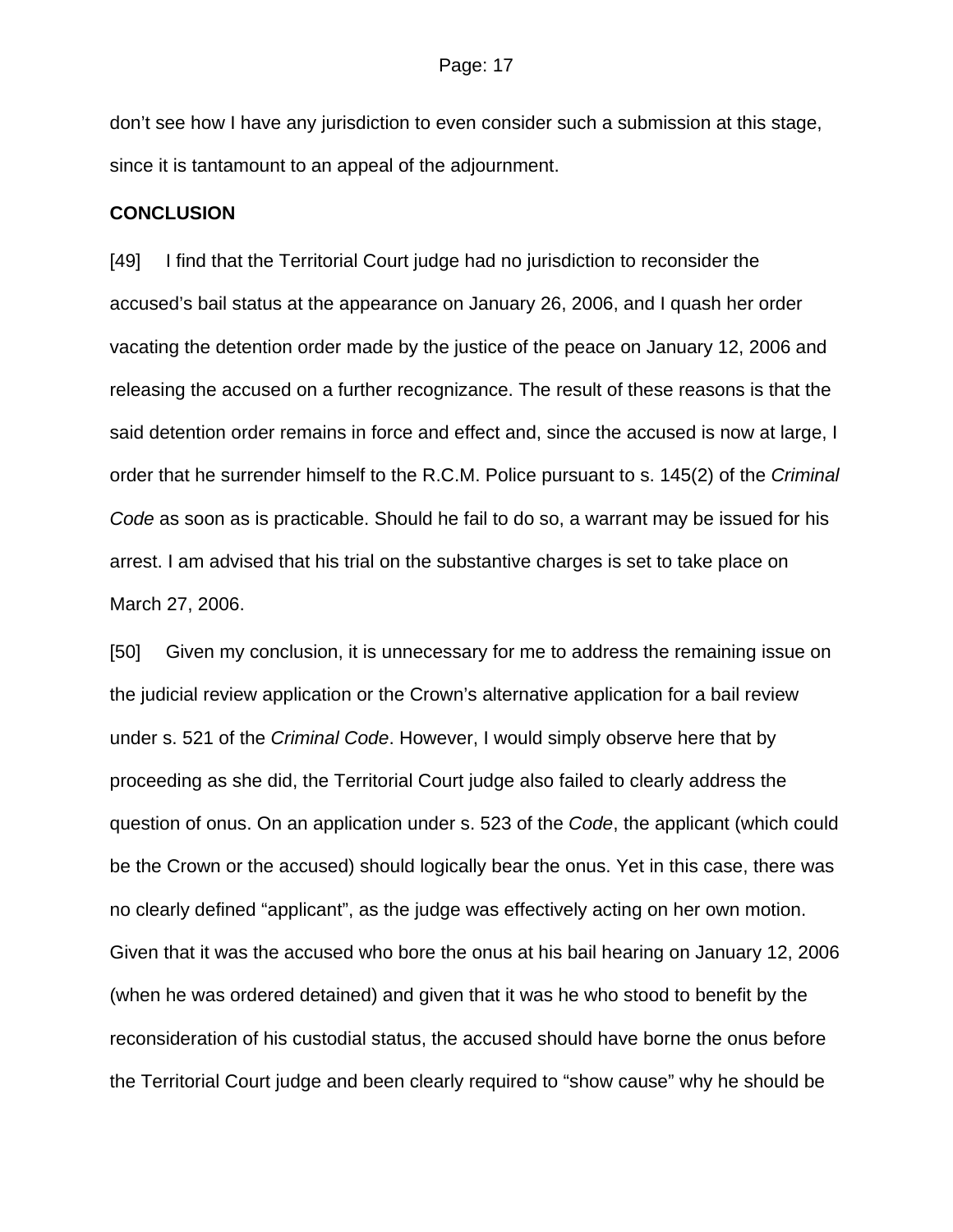don't see how I have any jurisdiction to even consider such a submission at this stage, since it is tantamount to an appeal of the adjournment.

**CONCLUSION**

[49] I find that the Territorial Court judge had no jurisdiction to reconsider the accused's bail status at the appearance on January 26, 2006, and I quash her order vacating the detention order made by the justice of the peace on January 12, 2006 and releasing the accused on a further recognizance. The result of these reasons is that the said detention order remains in force and effect and, since the accused is now at large, I order that he surrender himself to the R.C.M. Police pursuant to s. 145(2) of the *Criminal Code* as soon as is practicable. Should he fail to do so, a warrant may be issued for his arrest. I am advised that his trial on the substantive charges is set to take place on March 27, 2006.

[50] Given my conclusion, it is unnecessary for me to address the remaining issue on the judicial review application or the Crown's alternative application for a bail review under s. 521 of the *Criminal Code*. However, I would simply observe here that by proceeding as she did, the Territorial Court judge also failed to clearly address the question of onus. On an application under s. 523 of the *Code*, the applicant (which could be the Crown or the accused) should logically bear the onus. Yet in this case, there was no clearly defined "applicant", as the judge was effectively acting on her own motion. Given that it was the accused who bore the onus at his bail hearing on January 12, 2006 (when he was ordered detained) and given that it was he who stood to benefit by the reconsideration of his custodial status, the accused should have borne the onus before the Territorial Court judge and been clearly required to "show cause" why he should be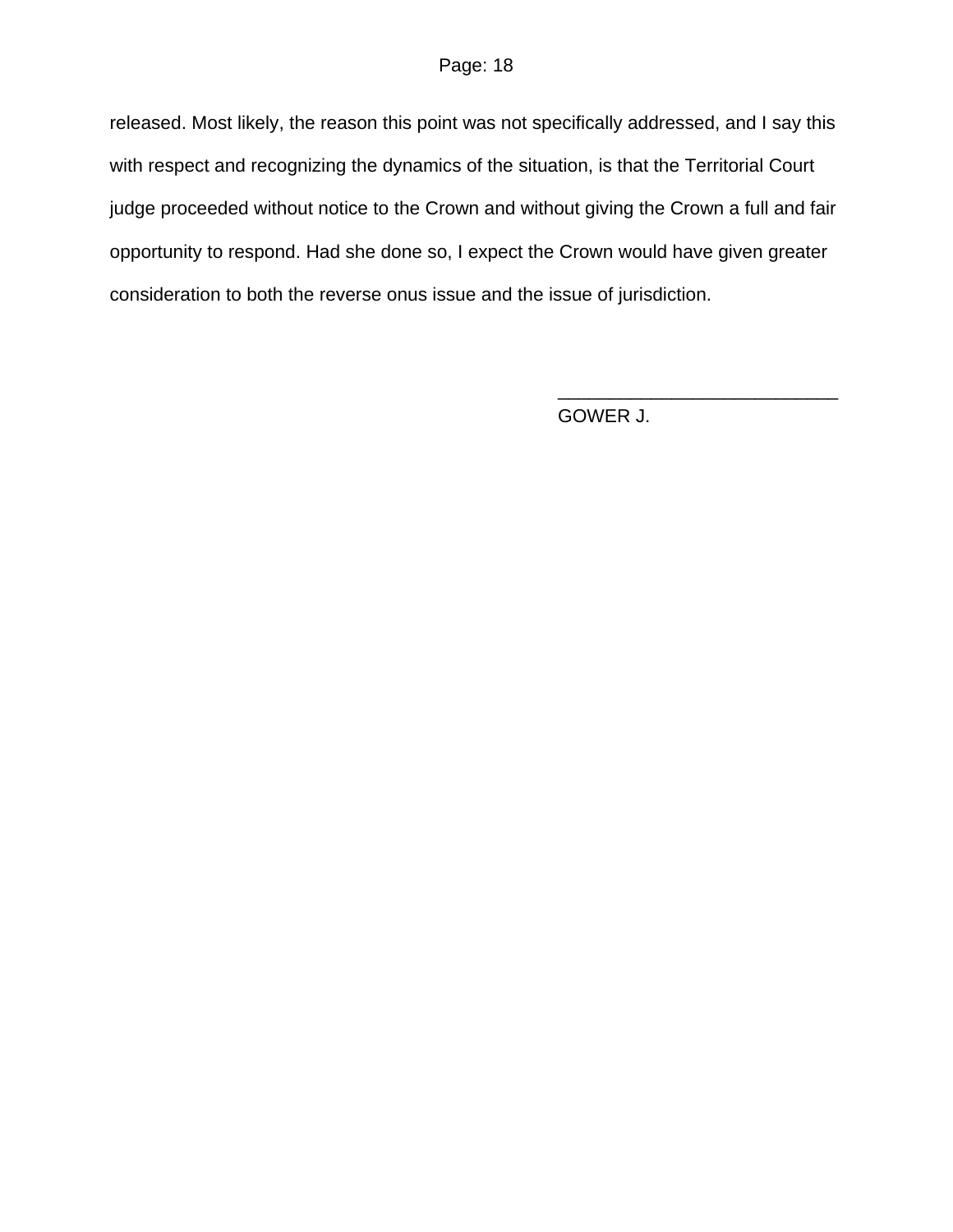released. Most likely, the reason this point was not specifically addressed, and I say this with respect and recognizing the dynamics of the situation, is that the Territorial Court judge proceeded without notice to the Crown and without giving the Crown a full and fair opportunity to respond. Had she done so, I expect the Crown would have given greater consideration to both the reverse onus issue and the issue of jurisdiction.

___________________________
GOWER J.